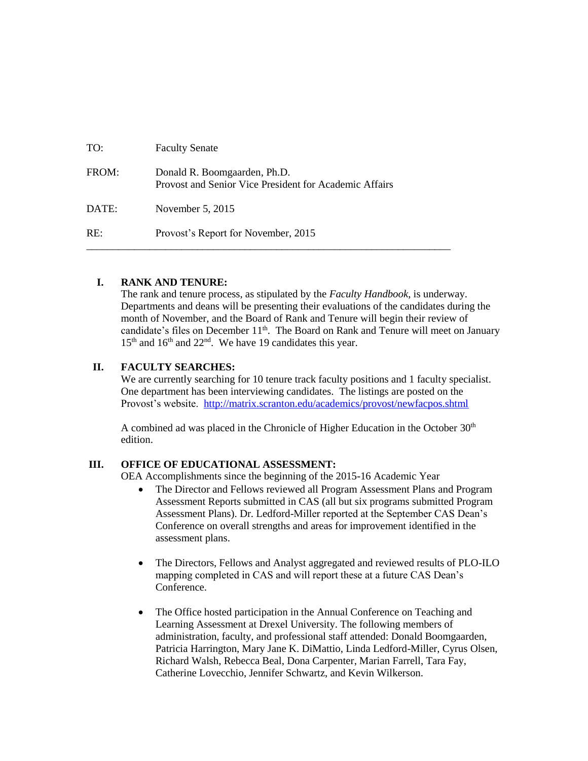TO: Faculty Senate

FROM: Donald R. Boomgaarden, Ph.D.
Provost and Senior Vice President for Academic Affairs

DATE: November 5, 2015

RE: Provost's Report for November, 2015

---

## I. RANK AND TENURE:

The rank and tenure process, as stipulated by the *Faculty Handbook*, is underway. Departments and deans will be presenting their evaluations of the candidates during the month of November, and the Board of Rank and Tenure will begin their review of candidate's files on December 11th. The Board on Rank and Tenure will meet on January 15th and 16th and 22nd. We have 19 candidates this year.

## II. FACULTY SEARCHES:

We are currently searching for 10 tenure track faculty positions and 1 faculty specialist. One department has been interviewing candidates. The listings are posted on the Provost's website. http://matrix.scranton.edu/academics/provost/newfacpos.shtml

A combined ad was placed in the Chronicle of Higher Education in the October 30th edition.

## III. OFFICE OF EDUCATIONAL ASSESSMENT:

OEA Accomplishments since the beginning of the 2015-16 Academic Year

- The Director and Fellows reviewed all Program Assessment Plans and Program Assessment Reports submitted in CAS (all but six programs submitted Program Assessment Plans). Dr. Ledford-Miller reported at the September CAS Dean's Conference on overall strengths and areas for improvement identified in the assessment plans.

- The Directors, Fellows and Analyst aggregated and reviewed results of PLO-ILO mapping completed in CAS and will report these at a future CAS Dean's Conference.

- The Office hosted participation in the Annual Conference on Teaching and Learning Assessment at Drexel University. The following members of administration, faculty, and professional staff attended: Donald Boomgaarden, Patricia Harrington, Mary Jane K. DiMattio, Linda Ledford-Miller, Cyrus Olsen, Richard Walsh, Rebecca Beal, Dona Carpenter, Marian Farrell, Tara Fay, Catherine Lovecchio, Jennifer Schwartz, and Kevin Wilkerson.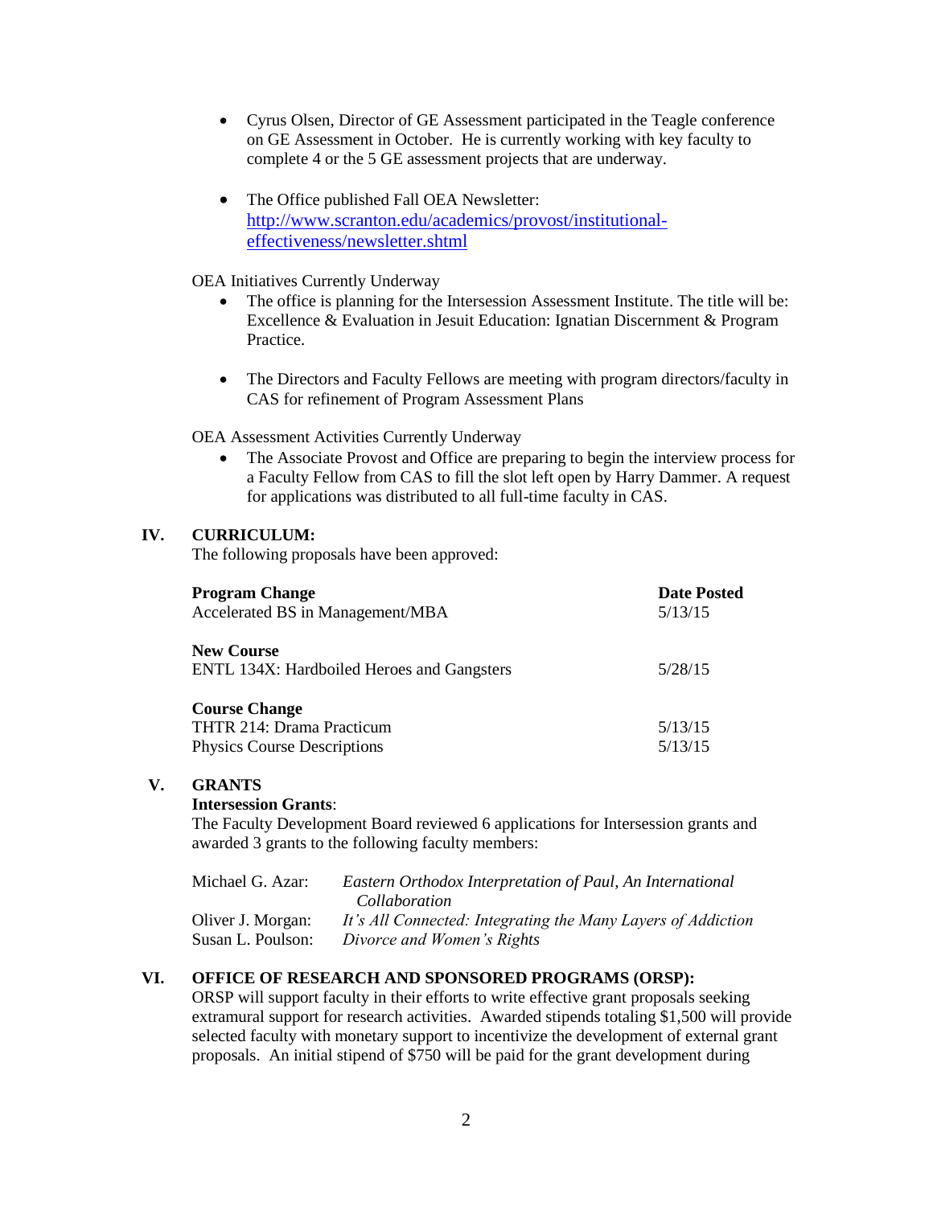- Cyrus Olsen, Director of GE Assessment participated in the Teagle conference on GE Assessment in October. He is currently working with key faculty to complete 4 or the 5 GE assessment projects that are underway.

- The Office published Fall OEA Newsletter: [http://www.scranton.edu/academics/provost/institutional-effectiveness/newsletter.shtml](http://www.scranton.edu/academics/provost/institutional-effectiveness/newsletter.shtml)

OEA Initiatives Currently Underway

- The office is planning for the Intersession Assessment Institute. The title will be: Excellence & Evaluation in Jesuit Education: Ignatian Discernment & Program Practice.

- The Directors and Faculty Fellows are meeting with program directors/faculty in CAS for refinement of Program Assessment Plans

OEA Assessment Activities Currently Underway

- The Associate Provost and Office are preparing to begin the interview process for a Faculty Fellow from CAS to fill the slot left open by Harry Dammer. A request for applications was distributed to all full-time faculty in CAS.

## IV. CURRICULUM:

The following proposals have been approved:

| **Program Change** | **Date Posted** |
|---|---|
| Accelerated BS in Management/MBA | 5/13/15 |
| **New Course** | |
| ENTL 134X: Hardboiled Heroes and Gangsters | 5/28/15 |
| **Course Change** | |
| THTR 214: Drama Practicum | 5/13/15 |
| Physics Course Descriptions | 5/13/15 |

## V. GRANTS

**Intersession Grants**:

The Faculty Development Board reviewed 6 applications for Intersession grants and awarded 3 grants to the following faculty members:

| | |
|---|---|
| Michael G. Azar: | *Eastern Orthodox Interpretation of Paul, An International Collaboration* |
| Oliver J. Morgan: | *It's All Connected: Integrating the Many Layers of Addiction* |
| Susan L. Poulson: | *Divorce and Women's Rights* |

## VI. OFFICE OF RESEARCH AND SPONSORED PROGRAMS (ORSP):

ORSP will support faculty in their efforts to write effective grant proposals seeking extramural support for research activities. Awarded stipends totaling $1,500 will provide selected faculty with monetary support to incentivize the development of external grant proposals. An initial stipend of $750 will be paid for the grant development during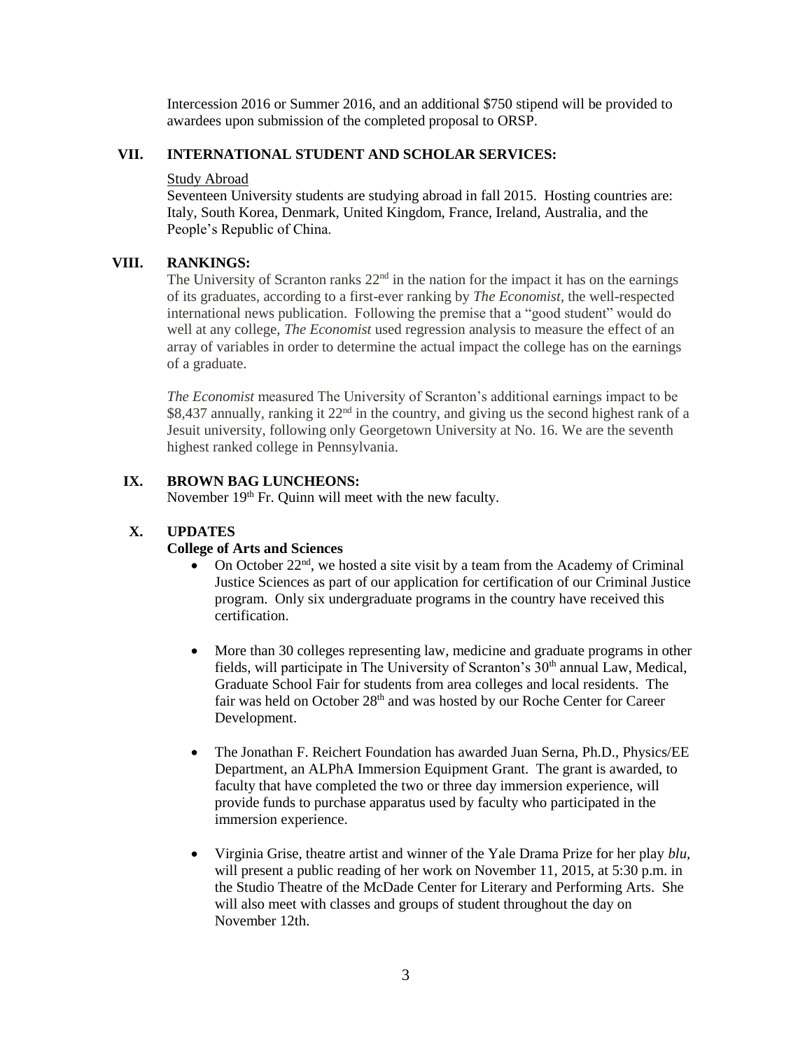Intercession 2016 or Summer 2016, and an additional $750 stipend will be provided to awardees upon submission of the completed proposal to ORSP.

## VII. INTERNATIONAL STUDENT AND SCHOLAR SERVICES:

Study Abroad

Seventeen University students are studying abroad in fall 2015. Hosting countries are: Italy, South Korea, Denmark, United Kingdom, France, Ireland, Australia, and the People's Republic of China.

## VIII. RANKINGS:

The University of Scranton ranks 22nd in the nation for the impact it has on the earnings of its graduates, according to a first-ever ranking by *The Economist*, the well-respected international news publication. Following the premise that a "good student" would do well at any college, *The Economist* used regression analysis to measure the effect of an array of variables in order to determine the actual impact the college has on the earnings of a graduate.

*The Economist* measured The University of Scranton's additional earnings impact to be $8,437 annually, ranking it 22nd in the country, and giving us the second highest rank of a Jesuit university, following only Georgetown University at No. 16. We are the seventh highest ranked college in Pennsylvania.

## IX. BROWN BAG LUNCHEONS:

November 19th Fr. Quinn will meet with the new faculty.

## X. UPDATES

**College of Arts and Sciences**

- On October 22nd, we hosted a site visit by a team from the Academy of Criminal Justice Sciences as part of our application for certification of our Criminal Justice program. Only six undergraduate programs in the country have received this certification.

- More than 30 colleges representing law, medicine and graduate programs in other fields, will participate in The University of Scranton's 30th annual Law, Medical, Graduate School Fair for students from area colleges and local residents. The fair was held on October 28th and was hosted by our Roche Center for Career Development.

- The Jonathan F. Reichert Foundation has awarded Juan Serna, Ph.D., Physics/EE Department, an ALPhA Immersion Equipment Grant. The grant is awarded, to faculty that have completed the two or three day immersion experience, will provide funds to purchase apparatus used by faculty who participated in the immersion experience.

- Virginia Grise, theatre artist and winner of the Yale Drama Prize for her play *blu*, will present a public reading of her work on November 11, 2015, at 5:30 p.m. in the Studio Theatre of the McDade Center for Literary and Performing Arts. She will also meet with classes and groups of student throughout the day on November 12th.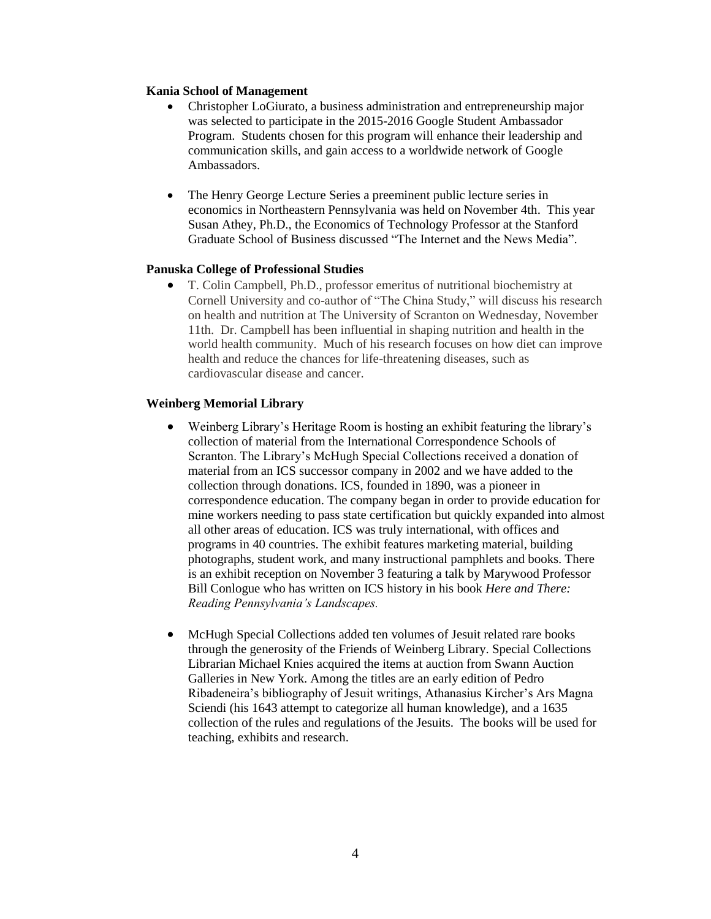**Kania School of Management**

- Christopher LoGiurato, a business administration and entrepreneurship major was selected to participate in the 2015-2016 Google Student Ambassador Program. Students chosen for this program will enhance their leadership and communication skills, and gain access to a worldwide network of Google Ambassadors.

- The Henry George Lecture Series a preeminent public lecture series in economics in Northeastern Pennsylvania was held on November 4th. This year Susan Athey, Ph.D., the Economics of Technology Professor at the Stanford Graduate School of Business discussed "The Internet and the News Media".

**Panuska College of Professional Studies**

- T. Colin Campbell, Ph.D., professor emeritus of nutritional biochemistry at Cornell University and co-author of "The China Study," will discuss his research on health and nutrition at The University of Scranton on Wednesday, November 11th. Dr. Campbell has been influential in shaping nutrition and health in the world health community. Much of his research focuses on how diet can improve health and reduce the chances for life-threatening diseases, such as cardiovascular disease and cancer.

**Weinberg Memorial Library**

- Weinberg Library's Heritage Room is hosting an exhibit featuring the library's collection of material from the International Correspondence Schools of Scranton. The Library's McHugh Special Collections received a donation of material from an ICS successor company in 2002 and we have added to the collection through donations. ICS, founded in 1890, was a pioneer in correspondence education. The company began in order to provide education for mine workers needing to pass state certification but quickly expanded into almost all other areas of education. ICS was truly international, with offices and programs in 40 countries. The exhibit features marketing material, building photographs, student work, and many instructional pamphlets and books. There is an exhibit reception on November 3 featuring a talk by Marywood Professor Bill Conlogue who has written on ICS history in his book *Here and There: Reading Pennsylvania's Landscapes.*

- McHugh Special Collections added ten volumes of Jesuit related rare books through the generosity of the Friends of Weinberg Library. Special Collections Librarian Michael Knies acquired the items at auction from Swann Auction Galleries in New York. Among the titles are an early edition of Pedro Ribadeneira's bibliography of Jesuit writings, Athanasius Kircher's Ars Magna Sciendi (his 1643 attempt to categorize all human knowledge), and a 1635 collection of the rules and regulations of the Jesuits. The books will be used for teaching, exhibits and research.